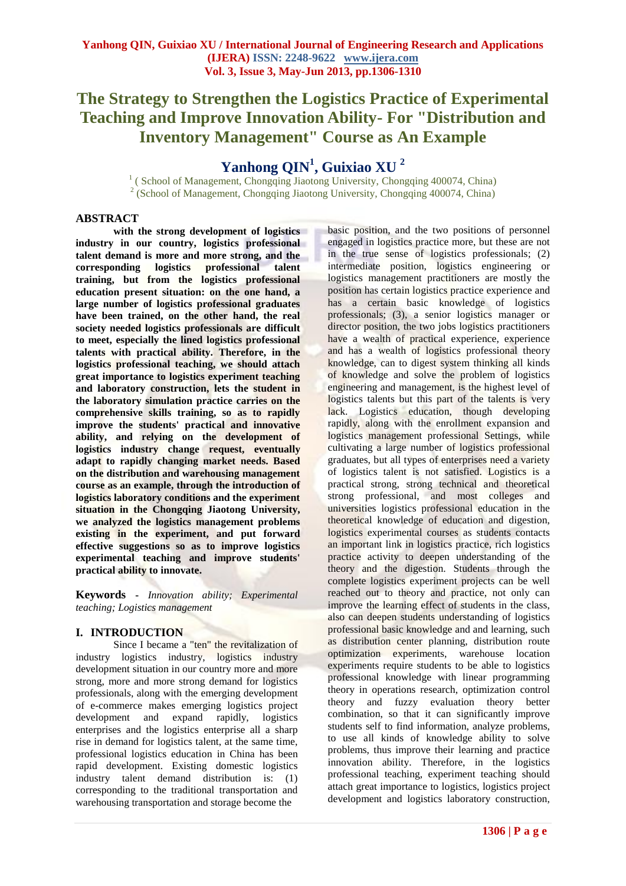# The Strategy to Strengthen the Logistics Practice of Experimental Teaching and Improve Innovation Ability- For "Distribution and Inventory Management" Course as An Example

## Yanhong QIN[1], Guixiao XU [2]

[1] ( School of Management, Chongqing Jiaotong University, Chongqing 400074, China)
[2] (School of Management, Chongqing Jiaotong University, Chongqing 400074, China)

## ABSTRACT

**with the strong development of logistics industry in our country, logistics professional talent demand is more and more strong, and the corresponding logistics professional talent training, but from the logistics professional education present situation: on the one hand, a large number of logistics professional graduates have been trained, on the other hand, the real society needed logistics professionals are difficult to meet, especially the lined logistics professional talents with practical ability. Therefore, in the logistics professional teaching, we should attach great importance to logistics experiment teaching and laboratory construction, lets the student in the laboratory simulation practice carries on the comprehensive skills training, so as to rapidly improve the students' practical and innovative ability, and relying on the development of logistics industry change request, eventually adapt to rapidly changing market needs. Based on the distribution and warehousing management course as an example, through the introduction of logistics laboratory conditions and the experiment situation in the Chongqing Jiaotong University, we analyzed the logistics management problems existing in the experiment, and put forward effective suggestions so as to improve logistics experimental teaching and improve students' practical ability to innovate.**

**Keywords** - *Innovation ability; Experimental teaching; Logistics management*

## I. INTRODUCTION

Since I became a "ten" the revitalization of industry logistics industry, logistics industry development situation in our country more and more strong, more and more strong demand for logistics professionals, along with the emerging development of e-commerce makes emerging logistics project development and expand rapidly, logistics enterprises and the logistics enterprise all a sharp rise in demand for logistics talent, at the same time, professional logistics education in China has been rapid development. Existing domestic logistics industry talent demand distribution is: (1) corresponding to the traditional transportation and warehousing transportation and storage become the basic position, and the two positions of personnel engaged in logistics practice more, but these are not in the true sense of logistics professionals; (2) intermediate position, logistics engineering or logistics management practitioners are mostly the position has certain logistics practice experience and has a certain basic knowledge of logistics professionals; (3), a senior logistics manager or director position, the two jobs logistics practitioners have a wealth of practical experience, experience and has a wealth of logistics professional theory knowledge, can to digest system thinking all kinds of knowledge and solve the problem of logistics engineering and management, is the highest level of logistics talents but this part of the talents is very lack. Logistics education, though developing rapidly, along with the enrollment expansion and logistics management professional Settings, while cultivating a large number of logistics professional graduates, but all types of enterprises need a variety of logistics talent is not satisfied. Logistics is a practical strong, strong technical and theoretical strong professional, and most colleges and universities logistics professional education in the theoretical knowledge of education and digestion, logistics experimental courses as students contacts an important link in logistics practice, rich logistics practice activity to deepen understanding of the theory and the digestion. Students through the complete logistics experiment projects can be well reached out to theory and practice, not only can improve the learning effect of students in the class, also can deepen students understanding of logistics professional basic knowledge and and learning, such as distribution center planning, distribution route optimization experiments, warehouse location experiments require students to be able to logistics professional knowledge with linear programming theory in operations research, optimization control theory and fuzzy evaluation theory better combination, so that it can significantly improve students self to find information, analyze problems, to use all kinds of knowledge ability to solve problems, thus improve their learning and practice innovation ability. Therefore, in the logistics professional teaching, experiment teaching should attach great importance to logistics, logistics project development and logistics laboratory construction,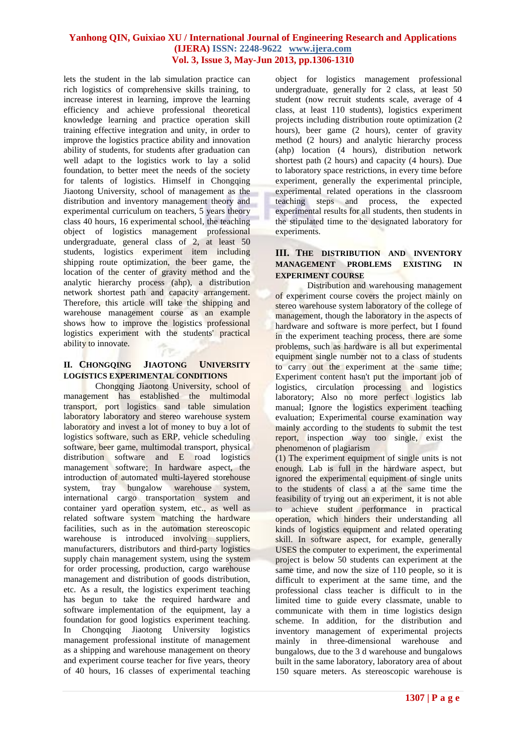lets the student in the lab simulation practice can rich logistics of comprehensive skills training, to increase interest in learning, improve the learning efficiency and achieve professional theoretical knowledge learning and practice operation skill training effective integration and unity, in order to improve the logistics practice ability and innovation ability of students, for students after graduation can well adapt to the logistics work to lay a solid foundation, to better meet the needs of the society for talents of logistics. Himself in Chongqing Jiaotong University, school of management as the distribution and inventory management theory and experimental curriculum on teachers, 5 years theory class 40 hours, 16 experimental school, the teaching object of logistics management professional undergraduate, general class of 2, at least 50 students, logistics experiment item including shipping route optimization, the beer game, the location of the center of gravity method and the analytic hierarchy process (ahp), a distribution network shortest path and capacity arrangement. Therefore, this article will take the shipping and warehouse management course as an example shows how to improve the logistics professional logistics experiment with the students' practical ability to innovate.

## II. Chongqing Jiaotong University Logistics Experimental Conditions

Chongqing Jiaotong University, school of management has established the multimodal transport, port logistics sand table simulation laboratory laboratory and stereo warehouse system laboratory and invest a lot of money to buy a lot of logistics software, such as ERP, vehicle scheduling software, beer game, multimodal transport, physical distribution software and E road logistics management software; In hardware aspect, the introduction of automated multi-layered storehouse system, tray bungalow warehouse system, international cargo transportation system and container yard operation system, etc., as well as related software system matching the hardware facilities, such as in the automation stereoscopic warehouse is introduced involving suppliers, manufacturers, distributors and third-party logistics supply chain management system, using the system for order processing, production, cargo warehouse management and distribution of goods distribution, etc. As a result, the logistics experiment teaching has begun to take the required hardware and software implementation of the equipment, lay a foundation for good logistics experiment teaching. In Chongqing Jiaotong University logistics management professional institute of management as a shipping and warehouse management on theory and experiment course teacher for five years, theory of 40 hours, 16 classes of experimental teaching object for logistics management professional undergraduate, generally for 2 class, at least 50 student (now recruit students scale, average of 4 class, at least 110 students), logistics experiment projects including distribution route optimization (2 hours), beer game (2 hours), center of gravity method (2 hours) and analytic hierarchy process (ahp) location (4 hours), distribution network shortest path (2 hours) and capacity (4 hours). Due to laboratory space restrictions, in every time before experiment, generally the experimental principle, experimental related operations in the classroom teaching steps and process, the expected experimental results for all students, then students in the stipulated time to the designated laboratory for experiments.

## III. The Distribution and Inventory Management Problems Existing in Experiment Course

Distribution and warehousing management of experiment course covers the project mainly on stereo warehouse system laboratory of the college of management, though the laboratory in the aspects of hardware and software is more perfect, but I found in the experiment teaching process, there are some problems, such as hardware is all but experimental equipment single number not to a class of students to carry out the experiment at the same time; Experiment content hasn't put the important job of logistics, circulation processing and logistics laboratory; Also no more perfect logistics lab manual; Ignore the logistics experiment teaching evaluation; Experimental course examination way mainly according to the students to submit the test report, inspection way too single, exist the phenomenon of plagiarism

(1) The experiment equipment of single units is not enough. Lab is full in the hardware aspect, but ignored the experimental equipment of single units to the students of class a at the same time the feasibility of trying out an experiment, it is not able to achieve student performance in practical operation, which hinders their understanding all kinds of logistics equipment and related operating skill. In software aspect, for example, generally USES the computer to experiment, the experimental project is below 50 students can experiment at the same time, and now the size of 110 people, so it is difficult to experiment at the same time, and the professional class teacher is difficult to in the limited time to guide every classmate, unable to communicate with them in time logistics design scheme. In addition, for the distribution and inventory management of experimental projects mainly in three-dimensional warehouse and bungalows, due to the 3 d warehouse and bungalows built in the same laboratory, laboratory area of about 150 square meters. As stereoscopic warehouse is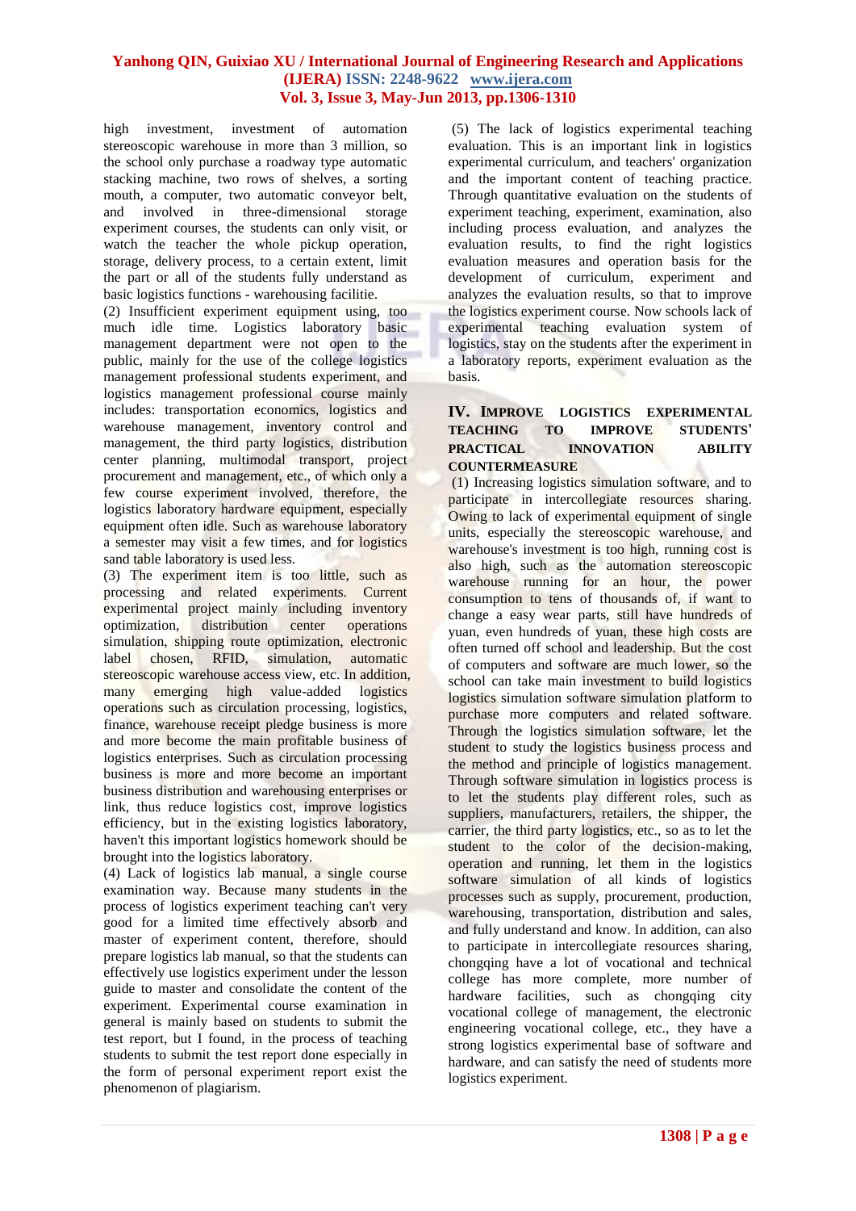high investment, investment of automation stereoscopic warehouse in more than 3 million, so the school only purchase a roadway type automatic stacking machine, two rows of shelves, a sorting mouth, a computer, two automatic conveyor belt, and involved in three-dimensional storage experiment courses, the students can only visit, or watch the teacher the whole pickup operation, storage, delivery process, to a certain extent, limit the part or all of the students fully understand as basic logistics functions - warehousing facilitie.

(2) Insufficient experiment equipment using, too much idle time. Logistics laboratory basic management department were not open to the public, mainly for the use of the college logistics management professional students experiment, and logistics management professional course mainly includes: transportation economics, logistics and warehouse management, inventory control and management, the third party logistics, distribution center planning, multimodal transport, project procurement and management, etc., of which only a few course experiment involved, therefore, the logistics laboratory hardware equipment, especially equipment often idle. Such as warehouse laboratory a semester may visit a few times, and for logistics sand table laboratory is used less.

(3) The experiment item is too little, such as processing and related experiments. Current experimental project mainly including inventory optimization, distribution center operations simulation, shipping route optimization, electronic label chosen, RFID, simulation, automatic stereoscopic warehouse access view, etc. In addition, many emerging high value-added logistics operations such as circulation processing, logistics, finance, warehouse receipt pledge business is more and more become the main profitable business of logistics enterprises. Such as circulation processing business is more and more become an important business distribution and warehousing enterprises or link, thus reduce logistics cost, improve logistics efficiency, but in the existing logistics laboratory, haven't this important logistics homework should be brought into the logistics laboratory.

(4) Lack of logistics lab manual, a single course examination way. Because many students in the process of logistics experiment teaching can't very good for a limited time effectively absorb and master of experiment content, therefore, should prepare logistics lab manual, so that the students can effectively use logistics experiment under the lesson guide to master and consolidate the content of the experiment. Experimental course examination in general is mainly based on students to submit the test report, but I found, in the process of teaching students to submit the test report done especially in the form of personal experiment report exist the phenomenon of plagiarism.

(5) The lack of logistics experimental teaching evaluation. This is an important link in logistics experimental curriculum, and teachers' organization and the important content of teaching practice. Through quantitative evaluation on the students of experiment teaching, experiment, examination, also including process evaluation, and analyzes the evaluation results, to find the right logistics evaluation measures and operation basis for the development of curriculum, experiment and analyzes the evaluation results, so that to improve the logistics experiment course. Now schools lack of experimental teaching evaluation system of logistics, stay on the students after the experiment in a laboratory reports, experiment evaluation as the basis.

## IV. Improve Logistics Experimental Teaching to Improve Students' Practical Innovation Ability Countermeasure

(1) Increasing logistics simulation software, and to participate in intercollegiate resources sharing. Owing to lack of experimental equipment of single units, especially the stereoscopic warehouse, and warehouse's investment is too high, running cost is also high, such as the automation stereoscopic warehouse running for an hour, the power consumption to tens of thousands of, if want to change a easy wear parts, still have hundreds of yuan, even hundreds of yuan, these high costs are often turned off school and leadership. But the cost of computers and software are much lower, so the school can take main investment to build logistics logistics simulation software simulation platform to purchase more computers and related software. Through the logistics simulation software, let the student to study the logistics business process and the method and principle of logistics management. Through software simulation in logistics process is to let the students play different roles, such as suppliers, manufacturers, retailers, the shipper, the carrier, the third party logistics, etc., so as to let the student to the color of the decision-making, operation and running, let them in the logistics software simulation of all kinds of logistics processes such as supply, procurement, production, warehousing, transportation, distribution and sales, and fully understand and know. In addition, can also to participate in intercollegiate resources sharing, chongqing have a lot of vocational and technical college has more complete, more number of hardware facilities, such as chongqing city vocational college of management, the electronic engineering vocational college, etc., they have a strong logistics experimental base of software and hardware, and can satisfy the need of students more logistics experiment.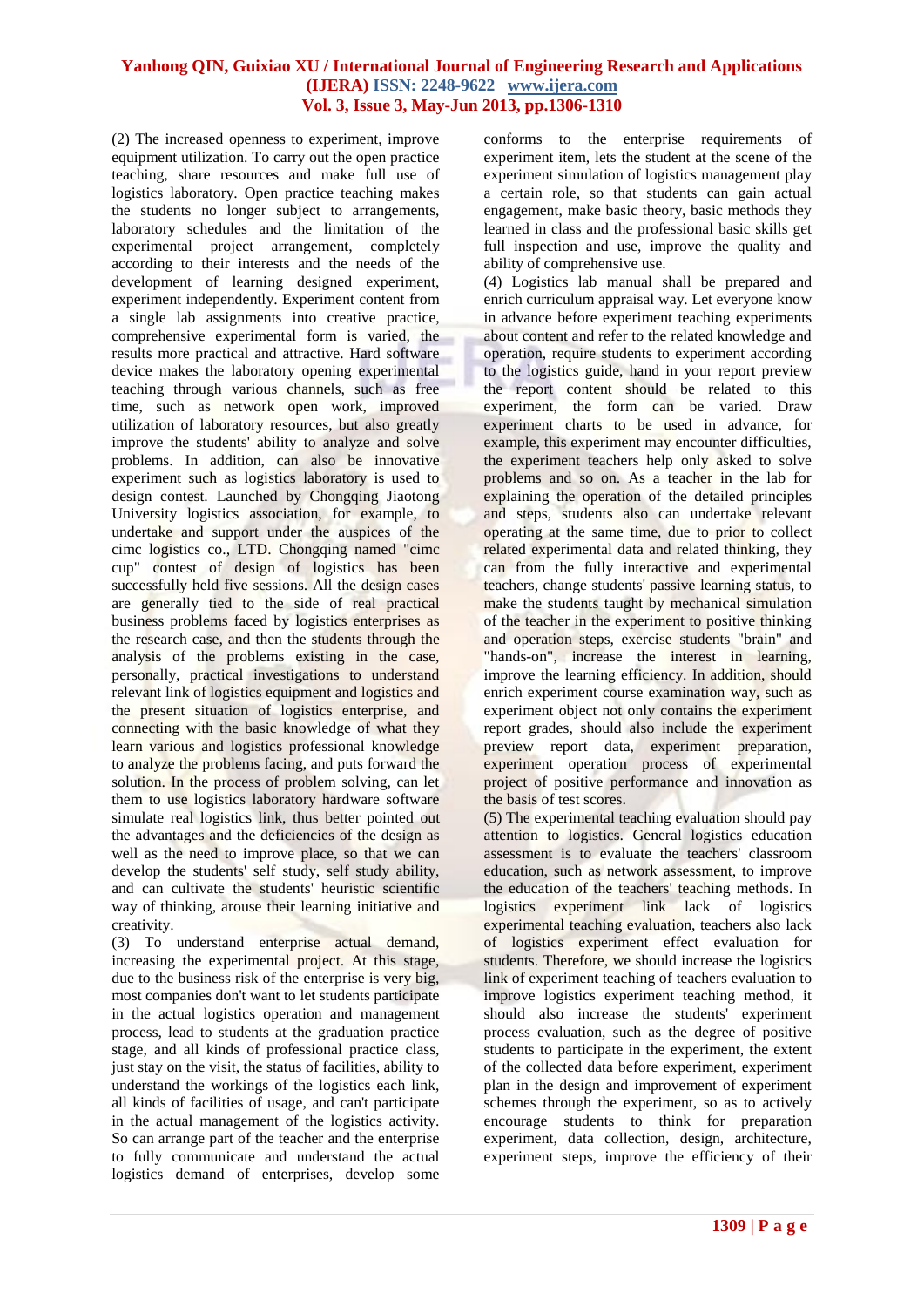(2) The increased openness to experiment, improve equipment utilization. To carry out the open practice teaching, share resources and make full use of logistics laboratory. Open practice teaching makes the students no longer subject to arrangements, laboratory schedules and the limitation of the experimental project arrangement, completely according to their interests and the needs of the development of learning designed experiment, experiment independently. Experiment content from a single lab assignments into creative practice, comprehensive experimental form is varied, the results more practical and attractive. Hard software device makes the laboratory opening experimental teaching through various channels, such as free time, such as network open work, improved utilization of laboratory resources, but also greatly improve the students' ability to analyze and solve problems. In addition, can also be innovative experiment such as logistics laboratory is used to design contest. Launched by Chongqing Jiaotong University logistics association, for example, to undertake and support under the auspices of the cimc logistics co., LTD. Chongqing named "cimc cup" contest of design of logistics has been successfully held five sessions. All the design cases are generally tied to the side of real practical business problems faced by logistics enterprises as the research case, and then the students through the analysis of the problems existing in the case, personally, practical investigations to understand relevant link of logistics equipment and logistics and the present situation of logistics enterprise, and connecting with the basic knowledge of what they learn various and logistics professional knowledge to analyze the problems facing, and puts forward the solution. In the process of problem solving, can let them to use logistics laboratory hardware software simulate real logistics link, thus better pointed out the advantages and the deficiencies of the design as well as the need to improve place, so that we can develop the students' self study, self study ability, and can cultivate the students' heuristic scientific way of thinking, arouse their learning initiative and creativity.

(3) To understand enterprise actual demand, increasing the experimental project. At this stage, due to the business risk of the enterprise is very big, most companies don't want to let students participate in the actual logistics operation and management process, lead to students at the graduation practice stage, and all kinds of professional practice class, just stay on the visit, the status of facilities, ability to understand the workings of the logistics each link, all kinds of facilities of usage, and can't participate in the actual management of the logistics activity. So can arrange part of the teacher and the enterprise to fully communicate and understand the actual logistics demand of enterprises, develop some conforms to the enterprise requirements of experiment item, lets the student at the scene of the experiment simulation of logistics management play a certain role, so that students can gain actual engagement, make basic theory, basic methods they learned in class and the professional basic skills get full inspection and use, improve the quality and ability of comprehensive use.

(4) Logistics lab manual shall be prepared and enrich curriculum appraisal way. Let everyone know in advance before experiment teaching experiments about content and refer to the related knowledge and operation, require students to experiment according to the logistics guide, hand in your report preview the report content should be related to this experiment, the form can be varied. Draw experiment charts to be used in advance, for example, this experiment may encounter difficulties, the experiment teachers help only asked to solve problems and so on. As a teacher in the lab for explaining the operation of the detailed principles and steps, students also can undertake relevant operating at the same time, due to prior to collect related experimental data and related thinking, they can from the fully interactive and experimental teachers, change students' passive learning status, to make the students taught by mechanical simulation of the teacher in the experiment to positive thinking and operation steps, exercise students "brain" and "hands-on", increase the interest in learning, improve the learning efficiency. In addition, should enrich experiment course examination way, such as experiment object not only contains the experiment report grades, should also include the experiment preview report data, experiment preparation, experiment operation process of experimental project of positive performance and innovation as the basis of test scores.

(5) The experimental teaching evaluation should pay attention to logistics. General logistics education assessment is to evaluate the teachers' classroom education, such as network assessment, to improve the education of the teachers' teaching methods. In logistics experiment link lack of logistics experimental teaching evaluation, teachers also lack of logistics experiment effect evaluation for students. Therefore, we should increase the logistics link of experiment teaching of teachers evaluation to improve logistics experiment teaching method, it should also increase the students' experiment process evaluation, such as the degree of positive students to participate in the experiment, the extent of the collected data before experiment, experiment plan in the design and improvement of experiment schemes through the experiment, so as to actively encourage students to think for preparation experiment, data collection, design, architecture, experiment steps, improve the efficiency of their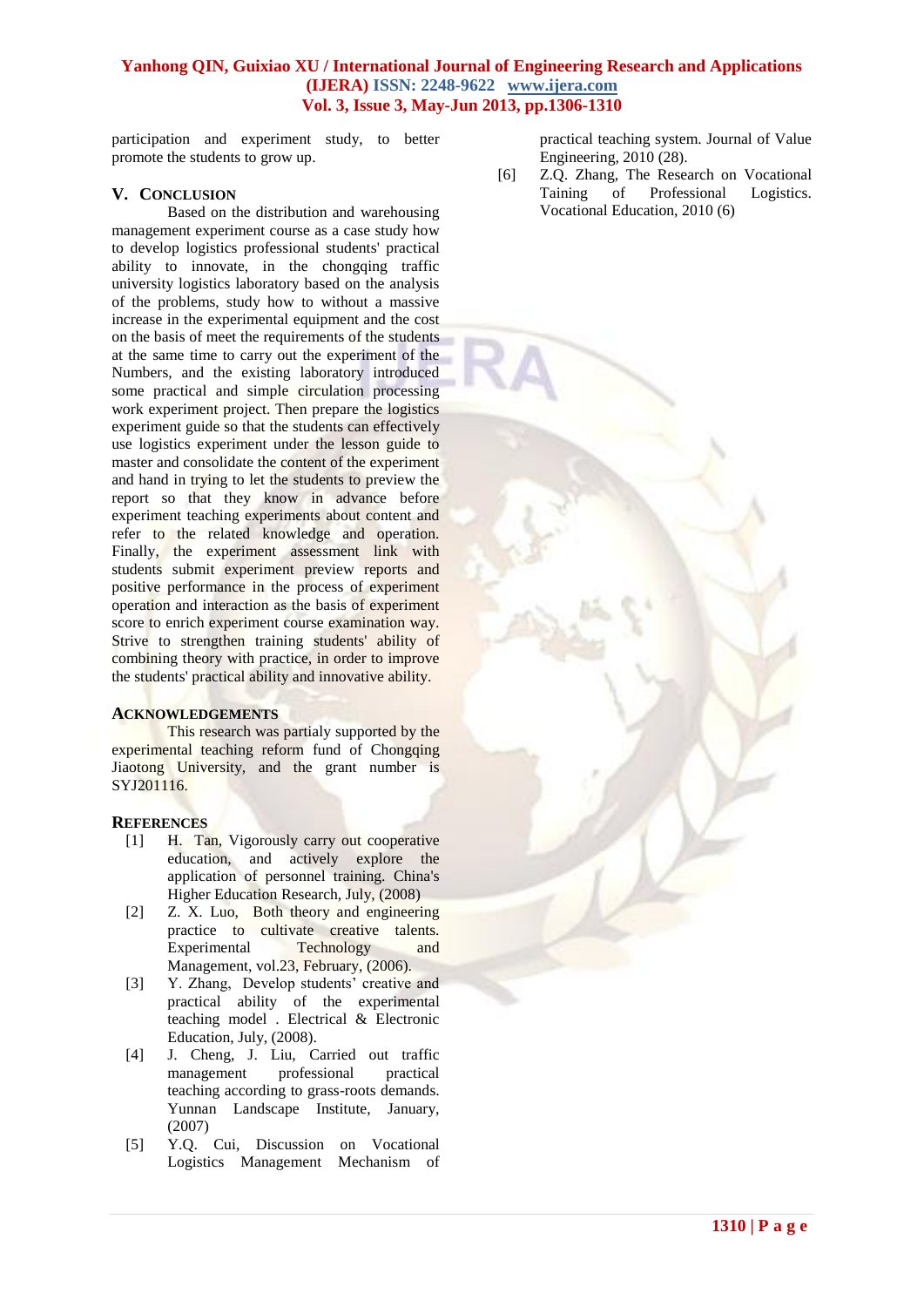participation and experiment study, to better promote the students to grow up.

## V. CONCLUSION

Based on the distribution and warehousing management experiment course as a case study how to develop logistics professional students' practical ability to innovate, in the chongqing traffic university logistics laboratory based on the analysis of the problems, study how to without a massive increase in the experimental equipment and the cost on the basis of meet the requirements of the students at the same time to carry out the experiment of the Numbers, and the existing laboratory introduced some practical and simple circulation processing work experiment project. Then prepare the logistics experiment guide so that the students can effectively use logistics experiment under the lesson guide to master and consolidate the content of the experiment and hand in trying to let the students to preview the report so that they know in advance before experiment teaching experiments about content and refer to the related knowledge and operation. Finally, the experiment assessment link with students submit experiment preview reports and positive performance in the process of experiment operation and interaction as the basis of experiment score to enrich experiment course examination way. Strive to strengthen training students' ability of combining theory with practice, in order to improve the students' practical ability and innovative ability.

## ACKNOWLEDGEMENTS

This research was partialy supported by the experimental teaching reform fund of Chongqing Jiaotong University, and the grant number is SYJ201116.

## REFERENCES

[1] H. Tan, Vigorously carry out cooperative education, and actively explore the application of personnel training. China's Higher Education Research, July, (2008)

[2] Z. X. Luo, Both theory and engineering practice to cultivate creative talents. Experimental Technology and Management, vol.23, February, (2006).

[3] Y. Zhang, Develop students' creative and practical ability of the experimental teaching model . Electrical & Electronic Education, July, (2008).

[4] J. Cheng, J. Liu, Carried out traffic management professional practical teaching according to grass-roots demands. Yunnan Landscape Institute, January, (2007)

[5] Y.Q. Cui, Discussion on Vocational Logistics Management Mechanism of practical teaching system. Journal of Value Engineering, 2010 (28).

[6] Z.Q. Zhang, The Research on Vocational Taining of Professional Logistics. Vocational Education, 2010 (6)